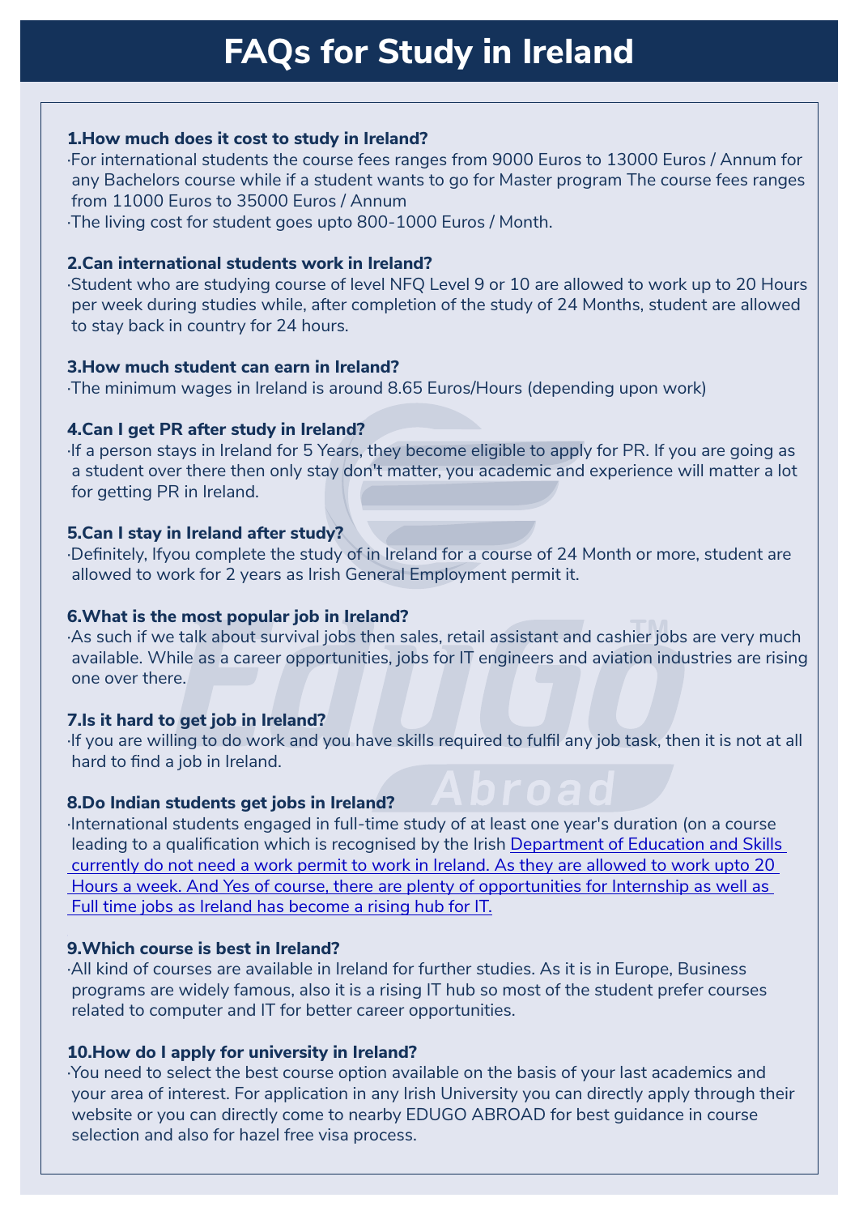# FAQs for Study in Ireland

### 1.How much does it cost to study in Ireland?

·For international students the course fees ranges from 9000 Euros to 13000 Euros / Annum for any Bachelors course while if a student wants to go for Master program The course fees ranges from 11000 Euros to 35000 Euros / Annum

·The living cost for student goes upto 800-1000 Euros / Month.

### 2.Can international students work in Ireland?

·Student who are studying course of level NFQ Level 9 or 10 are allowed to work up to 20 Hours per week during studies while, after completion of the study of 24 Months, student are allowed to stay back in country for 24 hours.

### 3.How much student can earn in Ireland?

·The minimum wages in Ireland is around 8.65 Euros/Hours (depending upon work)

### 4.Can I get PR after study in Ireland?

·If a person stays in Ireland for 5 Years, they become eligible to apply for PR. If you are going as a student over there then only stay don't matter, you academic and experience will matter a lot for getting PR in Ireland.

### 5.Can I stay in Ireland after study?

·Definitely, Ifyou complete the study of in Ireland for a course of 24 Month or more, student are allowed to work for 2 years as Irish General Employment permit it.

### 6.What is the most popular job in Ireland?

·As such if we talk about survival jobs then sales, retail assistant and cashier jobs are very much available. While as a career opportunities, jobs for IT engineers and aviation industries are rising one over there.

### 7.Is it hard to get job in Ireland?

·If you are willing to do work and you have skills required to fulfil any job task, then it is not at all hard to find a job in Ireland.

### 8.Do Indian students get jobs in Ireland?

·International students engaged in full-time study of at least one year's duration (on a course leading to a qualification which is recognised by the Irish Department of Education and Skills currently do not need a work permit to work in Ireland. As they are allowed to work upto 20 Hours a week. And Yes of course, there are plenty of opportunities for Internship as well as Full time jobs as Ireland has become a rising hub for IT.

### 9.Which course is best in Ireland?

·All kind of courses are available in Ireland for further studies. As it is in Europe, Business programs are widely famous, also it is a rising IT hub so most of the student prefer courses related to computer and IT for better career opportunities.

### 10.How do I apply for university in Ireland?

·You need to select the best course option available on the basis of your last academics and your area of interest. For application in any Irish University you can directly apply through their website or you can directly come to nearby EDUGO ABROAD for best guidance in course selection and also for hazel free visa process.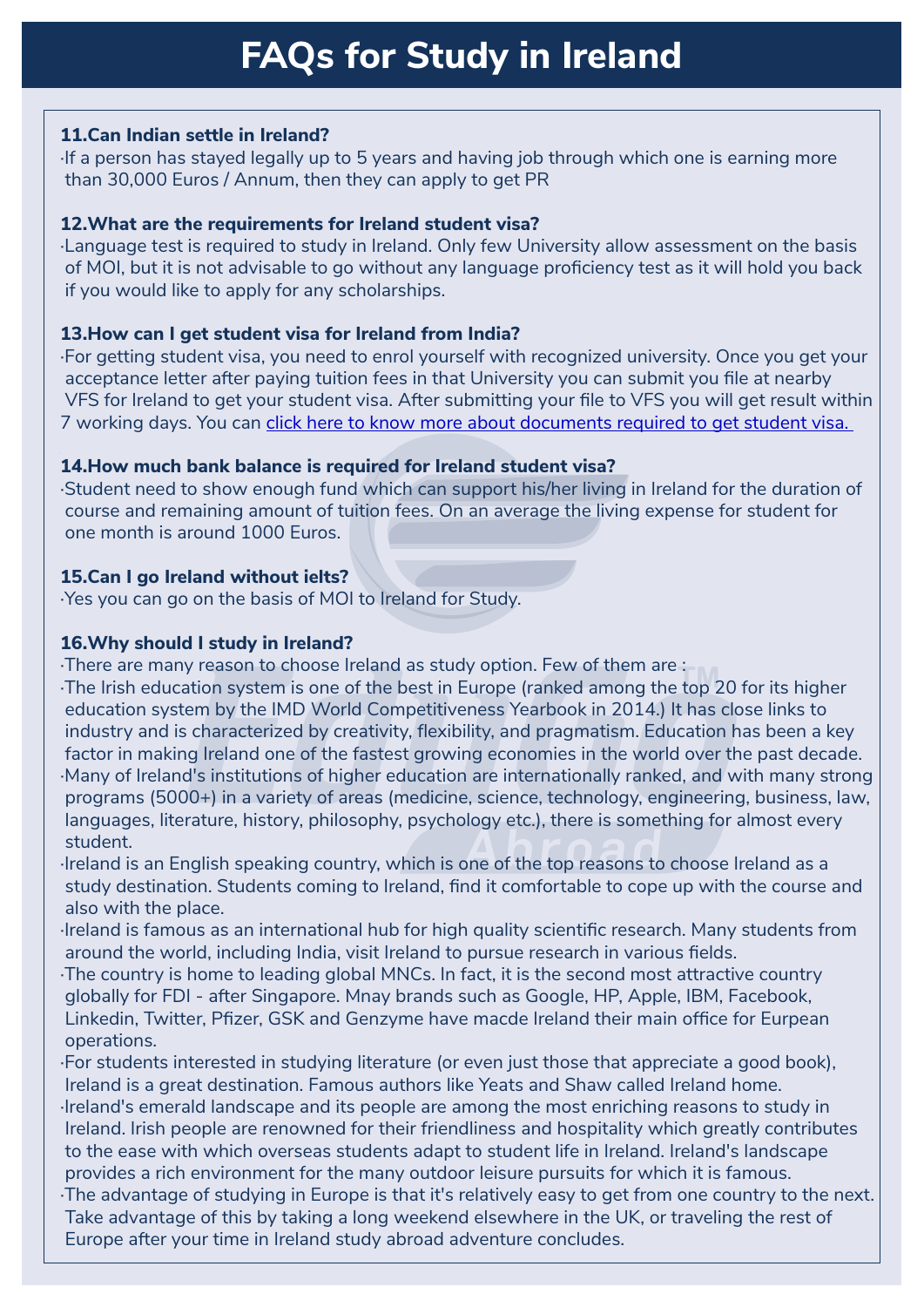# FAQs for Study in Ireland

**11.Can Indian settle in Ireland?**

- If a person has stayed legally up to 5 years and having job through which one is earning more than 30,000 Euros / Annum, then they can apply to get PR

**12.What are the requirements for Ireland student visa?**

- Language test is required to study in Ireland. Only few University allow assessment on the basis of MOI, but it is not advisable to go without any language proficiency test as it will hold you back if you would like to apply for any scholarships.

**13.How can I get student visa for Ireland from India?**

- For getting student visa, you need to enrol yourself with recognized university. Once you get your acceptance letter after paying tuition fees in that University you can submit you file at nearby VFS for Ireland to get your student visa. After submitting your file to VFS you will get result within 7 working days. You can click here to know more about documents required to get student visa.

**14.How much bank balance is required for Ireland student visa?**

- Student need to show enough fund which can support his/her living in Ireland for the duration of course and remaining amount of tuition fees. On an average the living expense for student for one month is around 1000 Euros.

**15.Can I go Ireland without ielts?**

- Yes you can go on the basis of MOI to Ireland for Study.

**16.Why should I study in Ireland?**

- There are many reason to choose Ireland as study option. Few of them are :
- The Irish education system is one of the best in Europe (ranked among the top 20 for its higher education system by the IMD World Competitiveness Yearbook in 2014.) It has close links to industry and is characterized by creativity, flexibility, and pragmatism. Education has been a key factor in making Ireland one of the fastest growing economies in the world over the past decade.
- Many of Ireland's institutions of higher education are internationally ranked, and with many strong programs (5000+) in a variety of areas (medicine, science, technology, engineering, business, law, languages, literature, history, philosophy, psychology etc.), there is something for almost every student.
- Ireland is an English speaking country, which is one of the top reasons to choose Ireland as a study destination. Students coming to Ireland, find it comfortable to cope up with the course and also with the place.
- Ireland is famous as an international hub for high quality scientific research. Many students from around the world, including India, visit Ireland to pursue research in various fields.
- The country is home to leading global MNCs. In fact, it is the second most attractive country globally for FDI - after Singapore. Mnay brands such as Google, HP, Apple, IBM, Facebook, Linkedin, Twitter, Pfizer, GSK and Genzyme have macde Ireland their main office for Eurpean operations.
- For students interested in studying literature (or even just those that appreciate a good book), Ireland is a great destination. Famous authors like Yeats and Shaw called Ireland home.
- Ireland's emerald landscape and its people are among the most enriching reasons to study in Ireland. Irish people are renowned for their friendliness and hospitality which greatly contributes to the ease with which overseas students adapt to student life in Ireland. Ireland's landscape provides a rich environment for the many outdoor leisure pursuits for which it is famous.
- The advantage of studying in Europe is that it's relatively easy to get from one country to the next. Take advantage of this by taking a long weekend elsewhere in the UK, or traveling the rest of Europe after your time in Ireland study abroad adventure concludes.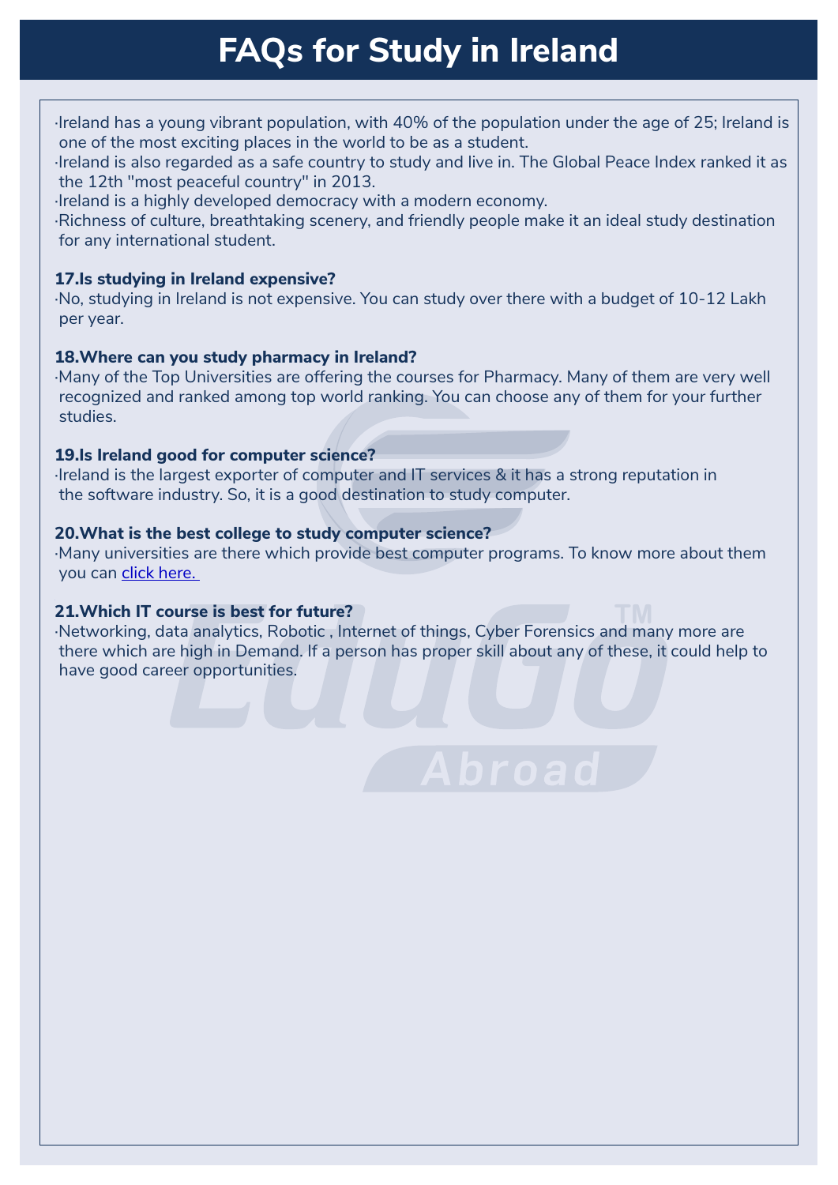# FAQs for Study in Ireland

·Ireland has a young vibrant population, with 40% of the population under the age of 25; Ireland is one of the most exciting places in the world to be as a student.
·Ireland is also regarded as a safe country to study and live in. The Global Peace Index ranked it as the 12th "most peaceful country" in 2013.
·Ireland is a highly developed democracy with a modern economy.
·Richness of culture, breathtaking scenery, and friendly people make it an ideal study destination for any international student.

**17.Is studying in Ireland expensive?**

·No, studying in Ireland is not expensive. You can study over there with a budget of 10-12 Lakh per year.

**18.Where can you study pharmacy in Ireland?**

·Many of the Top Universities are offering the courses for Pharmacy. Many of them are very well recognized and ranked among top world ranking. You can choose any of them for your further studies.

**19.Is Ireland good for computer science?**

·Ireland is the largest exporter of computer and IT services & it has a strong reputation in the software industry. So, it is a good destination to study computer.

**20.What is the best college to study computer science?**

·Many universities are there which provide best computer programs. To know more about them you can click here.

**21.Which IT course is best for future?**

·Networking, data analytics, Robotic , Internet of things, Cyber Forensics and many more are there which are high in Demand. If a person has proper skill about any of these, it could help to have good career opportunities.